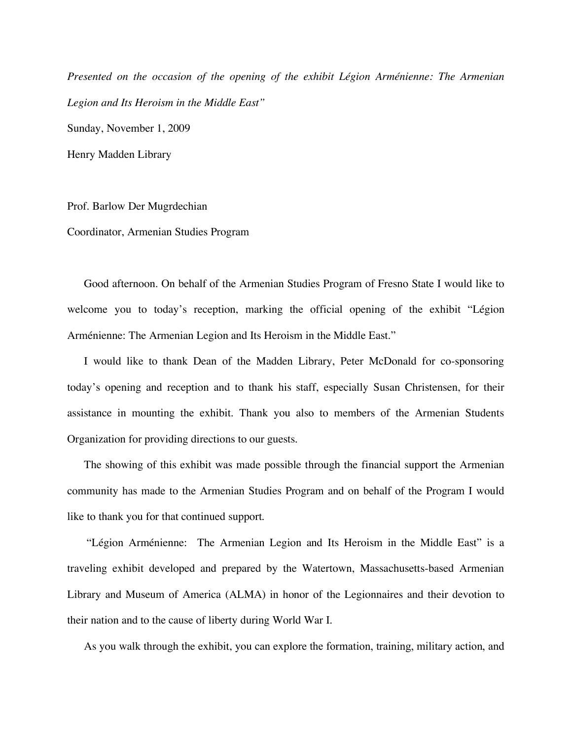*Presented on the occasion of the opening of the exhibit Légion Arménienne: The Armenian Legion and Its Heroism in the Middle East"*

Sunday, November 1, 2009

Henry Madden Library

Prof. Barlow Der Mugrdechian

Coordinator, Armenian Studies Program

Good afternoon. On behalf of the Armenian Studies Program of Fresno State I would like to welcome you to today's reception, marking the official opening of the exhibit "Légion Arménienne: The Armenian Legion and Its Heroism in the Middle East."

I would like to thank Dean of the Madden Library, Peter McDonald for co-sponsoring today's opening and reception and to thank his staff, especially Susan Christensen, for their assistance in mounting the exhibit. Thank you also to members of the Armenian Students Organization for providing directions to our guests.

The showing of this exhibit was made possible through the financial support the Armenian community has made to the Armenian Studies Program and on behalf of the Program I would like to thank you for that continued support.

"Légion Arménienne: The Armenian Legion and Its Heroism in the Middle East" is a traveling exhibit developed and prepared by the Watertown, Massachusetts-based Armenian Library and Museum of America (ALMA) in honor of the Legionnaires and their devotion to their nation and to the cause of liberty during World War I.

As you walk through the exhibit, you can explore the formation, training, military action, and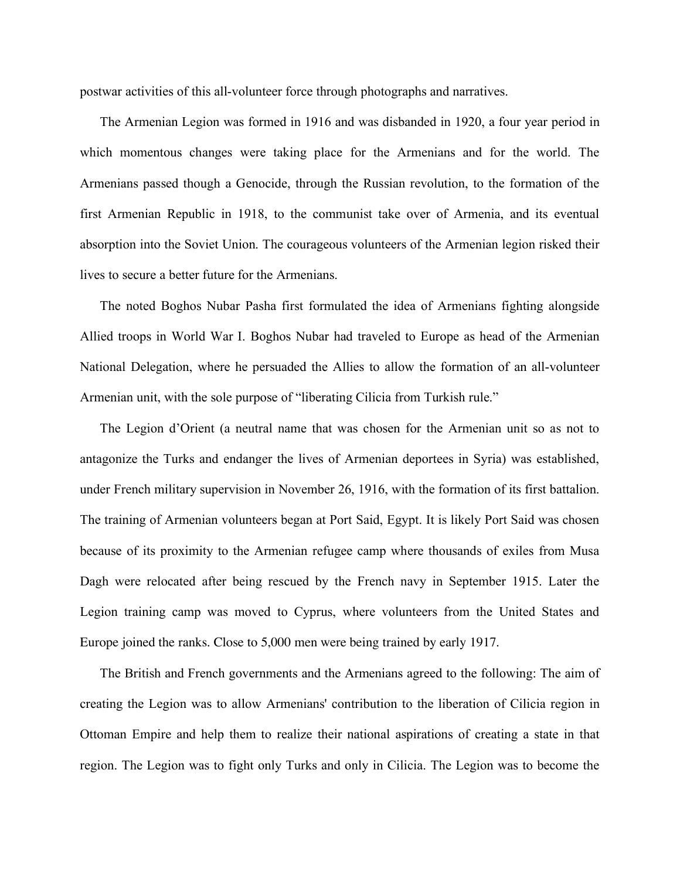postwar activities of this all-volunteer force through photographs and narratives.

The Armenian Legion was formed in 1916 and was disbanded in 1920, a four year period in which momentous changes were taking place for the Armenians and for the world. The Armenians passed though a Genocide, through the Russian revolution, to the formation of the first Armenian Republic in 1918, to the communist take over of Armenia, and its eventual absorption into the Soviet Union. The courageous volunteers of the Armenian legion risked their lives to secure a better future for the Armenians.

The noted Boghos Nubar Pasha first formulated the idea of Armenians fighting alongside Allied troops in World War I. Boghos Nubar had traveled to Europe as head of the Armenian National Delegation, where he persuaded the Allies to allow the formation of an all-volunteer Armenian unit, with the sole purpose of "liberating Cilicia from Turkish rule."

The Legion d'Orient (a neutral name that was chosen for the Armenian unit so as not to antagonize the Turks and endanger the lives of Armenian deportees in Syria) was established, under French military supervision in November 26, 1916, with the formation of its first battalion. The training of Armenian volunteers began at Port Said, Egypt. It is likely Port Said was chosen because of its proximity to the Armenian refugee camp where thousands of exiles from Musa Dagh were relocated after being rescued by the French navy in September 1915. Later the Legion training camp was moved to Cyprus, where volunteers from the United States and Europe joined the ranks. Close to 5,000 men were being trained by early 1917.

The British and French governments and the Armenians agreed to the following: The aim of creating the Legion was to allow Armenians' contribution to the liberation of Cilicia region in Ottoman Empire and help them to realize their national aspirations of creating a state in that region. The Legion was to fight only Turks and only in Cilicia. The Legion was to become the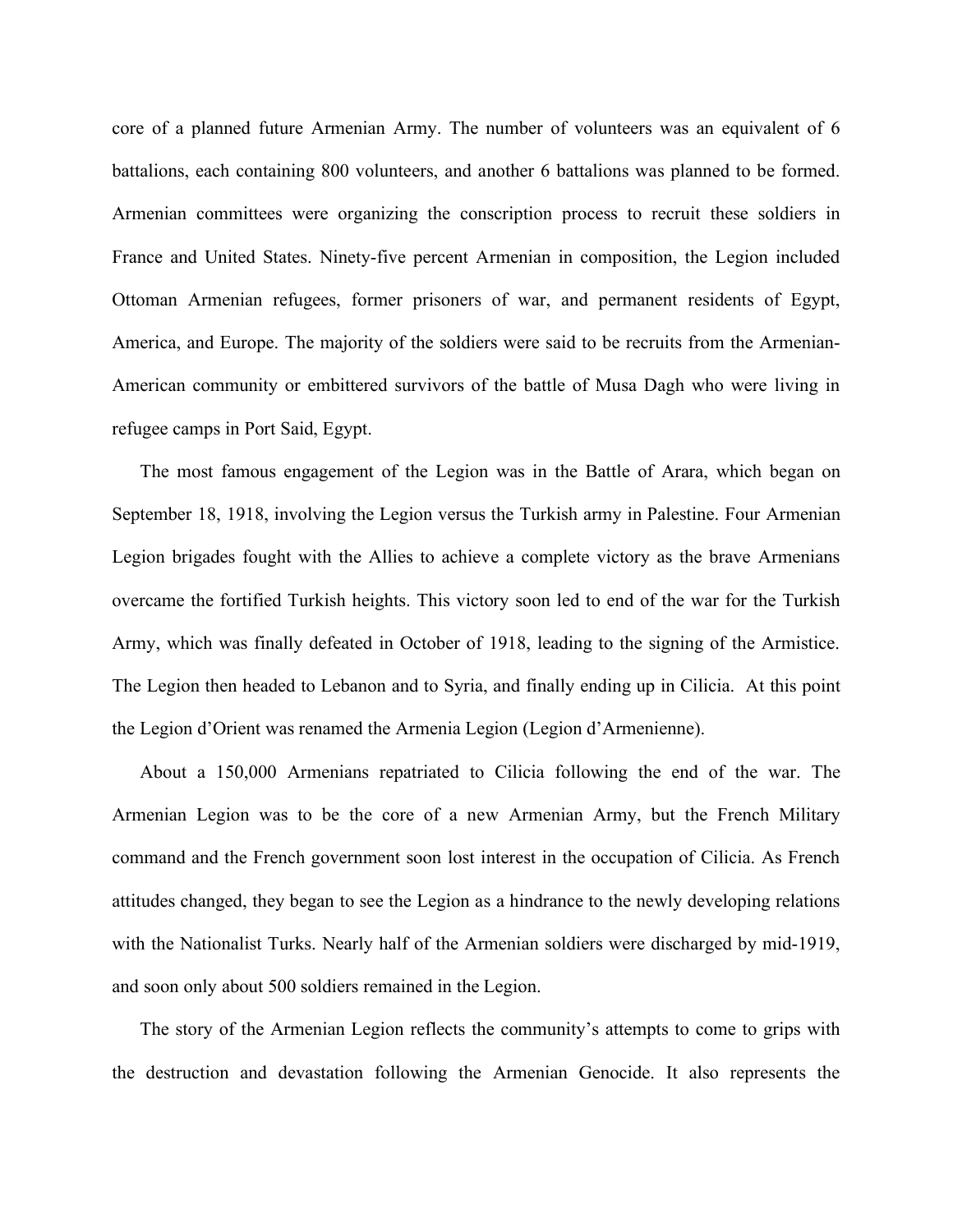core of a planned future Armenian Army. The number of volunteers was an equivalent of 6 battalions, each containing 800 volunteers, and another 6 battalions was planned to be formed. Armenian committees were organizing the conscription process to recruit these soldiers in France and United States. Ninety-five percent Armenian in composition, the Legion included Ottoman Armenian refugees, former prisoners of war, and permanent residents of Egypt, America, and Europe. The majority of the soldiers were said to be recruits from the Armenian-American community or embittered survivors of the battle of Musa Dagh who were living in refugee camps in Port Said, Egypt.

The most famous engagement of the Legion was in the Battle of Arara, which began on September 18, 1918, involving the Legion versus the Turkish army in Palestine. Four Armenian Legion brigades fought with the Allies to achieve a complete victory as the brave Armenians overcame the fortified Turkish heights. This victory soon led to end of the war for the Turkish Army, which was finally defeated in October of 1918, leading to the signing of the Armistice. The Legion then headed to Lebanon and to Syria, and finally ending up in Cilicia. At this point the Legion d'Orient was renamed the Armenia Legion (Legion d'Armenienne).

About a 150,000 Armenians repatriated to Cilicia following the end of the war. The Armenian Legion was to be the core of a new Armenian Army, but the French Military command and the French government soon lost interest in the occupation of Cilicia. As French attitudes changed, they began to see the Legion as a hindrance to the newly developing relations with the Nationalist Turks. Nearly half of the Armenian soldiers were discharged by mid-1919, and soon only about 500 soldiers remained in the Legion.

The story of the Armenian Legion reflects the community's attempts to come to grips with the destruction and devastation following the Armenian Genocide. It also represents the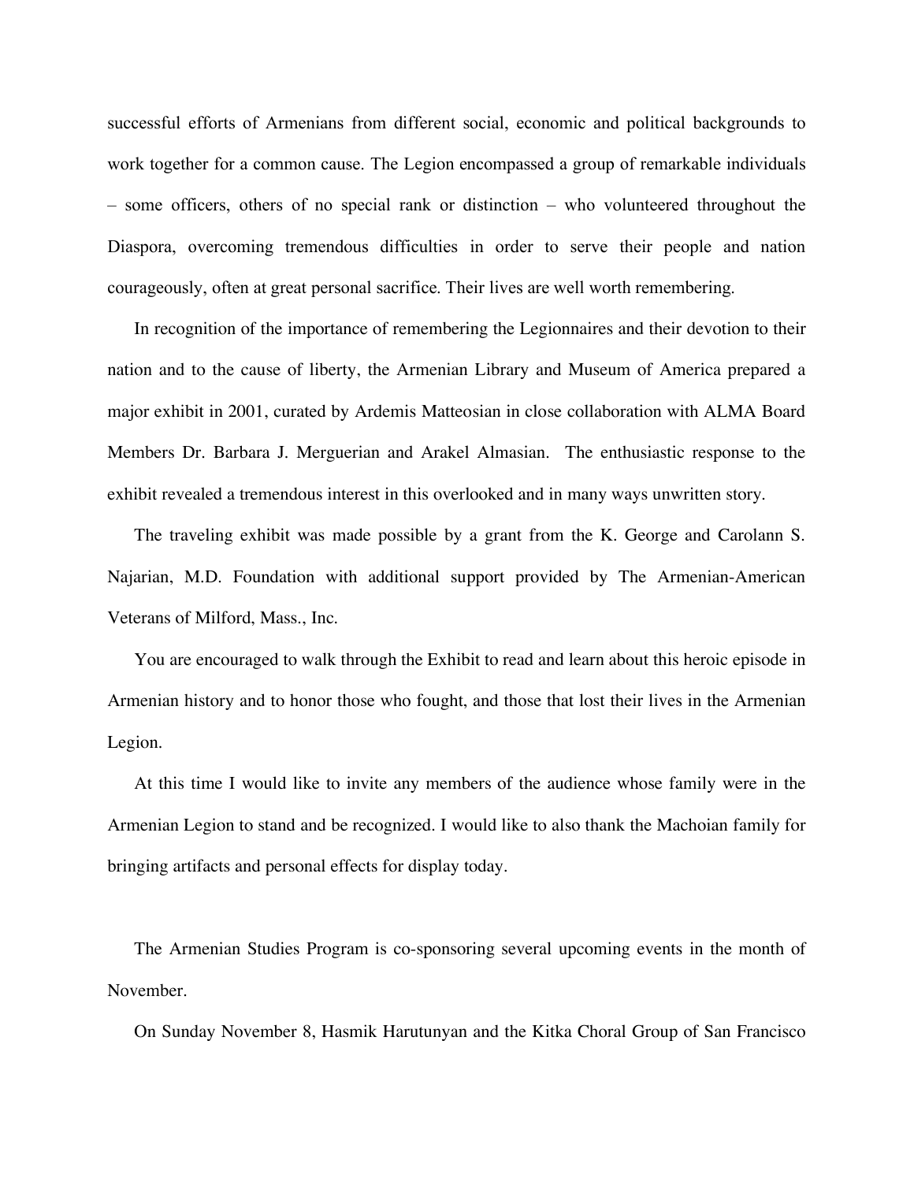successful efforts of Armenians from different social, economic and political backgrounds to work together for a common cause. The Legion encompassed a group of remarkable individuals – some officers, others of no special rank or distinction – who volunteered throughout the Diaspora, overcoming tremendous difficulties in order to serve their people and nation courageously, often at great personal sacrifice. Their lives are well worth remembering.

In recognition of the importance of remembering the Legionnaires and their devotion to their nation and to the cause of liberty, the Armenian Library and Museum of America prepared a major exhibit in 2001, curated by Ardemis Matteosian in close collaboration with ALMA Board Members Dr. Barbara J. Merguerian and Arakel Almasian. The enthusiastic response to the exhibit revealed a tremendous interest in this overlooked and in many ways unwritten story.

The traveling exhibit was made possible by a grant from the K. George and Carolann S. Najarian, M.D. Foundation with additional support provided by The Armenian-American Veterans of Milford, Mass., Inc.

You are encouraged to walk through the Exhibit to read and learn about this heroic episode in Armenian history and to honor those who fought, and those that lost their lives in the Armenian Legion.

At this time I would like to invite any members of the audience whose family were in the Armenian Legion to stand and be recognized. I would like to also thank the Machoian family for bringing artifacts and personal effects for display today.

The Armenian Studies Program is co-sponsoring several upcoming events in the month of November.

On Sunday November 8, Hasmik Harutunyan and the Kitka Choral Group of San Francisco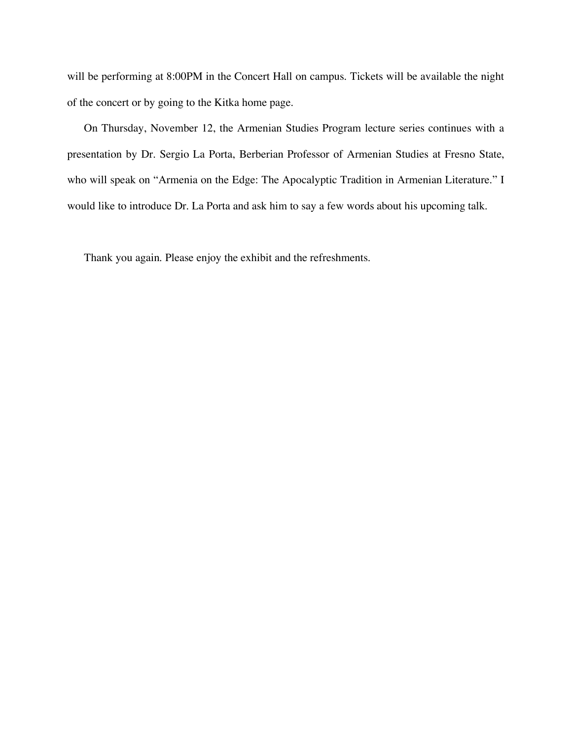will be performing at 8:00PM in the Concert Hall on campus. Tickets will be available the night of the concert or by going to the Kitka home page.

On Thursday, November 12, the Armenian Studies Program lecture series continues with a presentation by Dr. Sergio La Porta, Berberian Professor of Armenian Studies at Fresno State, who will speak on "Armenia on the Edge: The Apocalyptic Tradition in Armenian Literature." I would like to introduce Dr. La Porta and ask him to say a few words about his upcoming talk.

Thank you again. Please enjoy the exhibit and the refreshments.